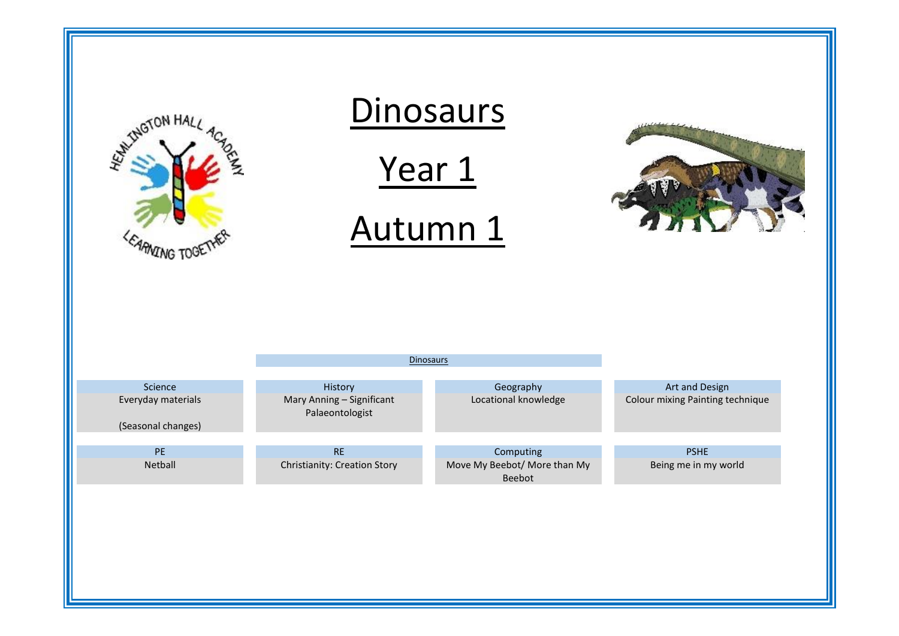# Dinosaurs

# Year 1

# Autumn 1

Dinosaurs

| Science | History | Geography | Art and Design |
| --- | --- | --- | --- |
| Everyday materials<br><br>(Seasonal changes) | Mary Anning – Significant Palaeontologist | Locational knowledge | Colour mixing Painting technique |

| PE | RE | Computing | PSHE |
| --- | --- | --- | --- |
| Netball | Christianity: Creation Story | Move My Beebot/ More than My Beebot | Being me in my world |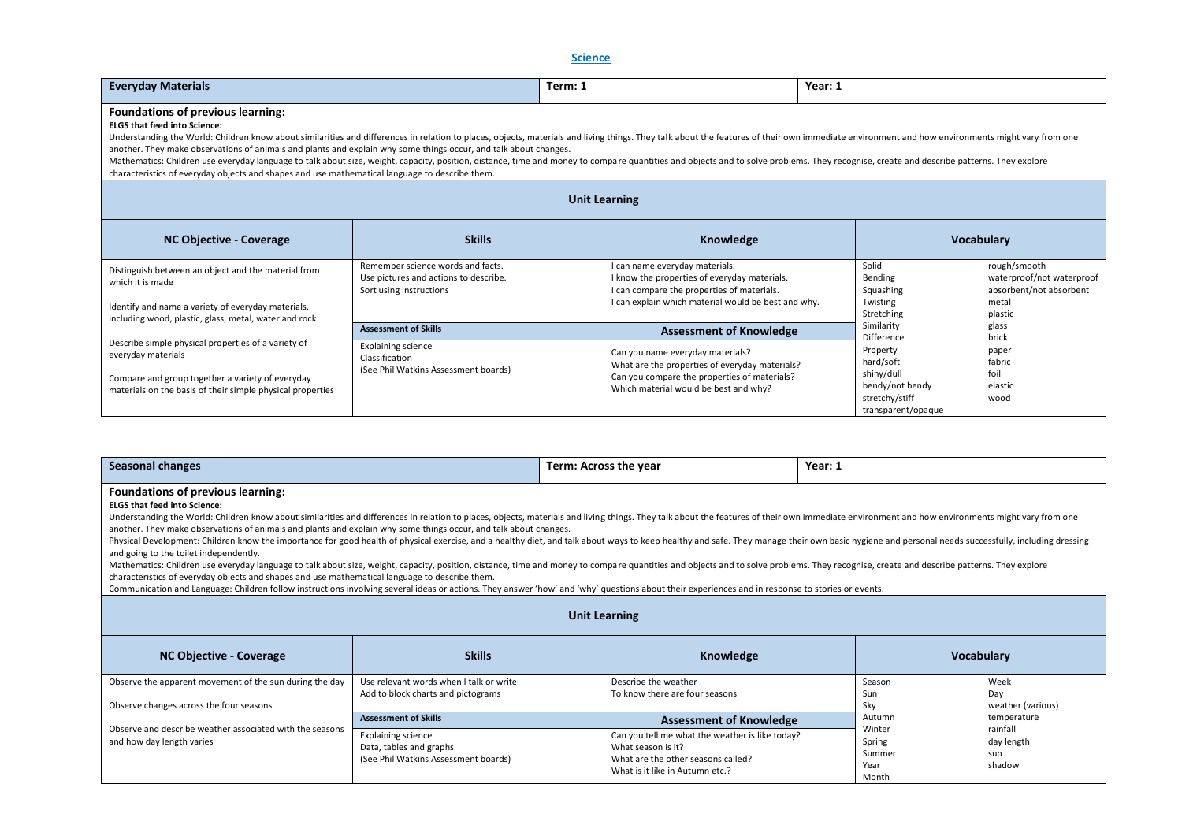## Science

| Everyday Materials | Term: 1 | Year: 1 |
|---|---|---|

### Foundations of previous learning:

**ELGS that feed into Science:**

Understanding the World: Children know about similarities and differences in relation to places, objects, materials and living things. They talk about the features of their own immediate environment and how environments might vary from one another. They make observations of animals and plants and explain why some things occur, and talk about changes.

Mathematics: Children use everyday language to talk about size, weight, capacity, position, distance, time and money to compare quantities and objects and to solve problems. They recognise, create and describe patterns. They explore characteristics of everyday objects and shapes and use mathematical language to describe them.

### Unit Learning

| NC Objective - Coverage | Skills | Knowledge | Vocabulary | |
|---|---|---|---|---|
| Distinguish between an object and the material from which it is made<br><br>Identify and name a variety of everyday materials, including wood, plastic, glass, metal, water and rock<br><br>Describe simple physical properties of a variety of everyday materials<br><br>Compare and group together a variety of everyday materials on the basis of their simple physical properties | Remember science words and facts.<br>Use pictures and actions to describe.<br>Sort using instructions<br><br>**Assessment of Skills**<br><br>Explaining science<br>Classification<br>(See Phil Watkins Assessment boards) | I can name everyday materials.<br>I know the properties of everyday materials.<br>I can compare the properties of materials.<br>I can explain which material would be best and why.<br><br>**Assessment of Knowledge**<br><br>Can you name everyday materials?<br>What are the properties of everyday materials?<br>Can you compare the properties of materials?<br>Which material would be best and why? | Solid<br>Bending<br>Squashing<br>Twisting<br>Stretching<br>Similarity<br>Difference<br>Property<br>hard/soft<br>shiny/dull<br>bendy/not bendy<br>stretchy/stiff<br>transparent/opaque | rough/smooth<br>waterproof/not waterproof<br>absorbent/not absorbent<br>metal<br>plastic<br>glass<br>brick<br>paper<br>fabric<br>foil<br>elastic<br>wood |

| Seasonal changes | Term: Across the year | Year: 1 |
|---|---|---|

### Foundations of previous learning:

**ELGS that feed into Science:**

Understanding the World: Children know about similarities and differences in relation to places, objects, materials and living things. They talk about the features of their own immediate environment and how environments might vary from one another. They make observations of animals and plants and explain why some things occur, and talk about changes.

Physical Development: Children know the importance for good health of physical exercise, and a healthy diet, and talk about ways to keep healthy and safe. They manage their own basic hygiene and personal needs successfully, including dressing and going to the toilet independently.

Mathematics: Children use everyday language to talk about size, weight, capacity, position, distance, time and money to compare quantities and objects and to solve problems. They recognise, create and describe patterns. They explore characteristics of everyday objects and shapes and use mathematical language to describe them.

Communication and Language: Children follow instructions involving several ideas or actions. They answer 'how' and 'why' questions about their experiences and in response to stories or events.

### Unit Learning

| NC Objective - Coverage | Skills | Knowledge | Vocabulary | |
|---|---|---|---|---|
| Observe the apparent movement of the sun during the day<br><br>Observe changes across the four seasons<br><br>Observe and describe weather associated with the seasons and how day length varies | Use relevant words when I talk or write<br>Add to block charts and pictograms<br><br>**Assessment of Skills**<br><br>Explaining science<br>Data, tables and graphs<br>(See Phil Watkins Assessment boards) | Describe the weather<br>To know there are four seasons<br><br>**Assessment of Knowledge**<br><br>Can you tell me what the weather is like today?<br>What season is it?<br>What are the other seasons called?<br>What is it like in Autumn etc.? | Season<br>Sun<br>Sky<br>Autumn<br>Winter<br>Spring<br>Summer<br>Year<br>Month | Week<br>Day<br>weather (various)<br>temperature<br>rainfall<br>day length<br>sun<br>shadow |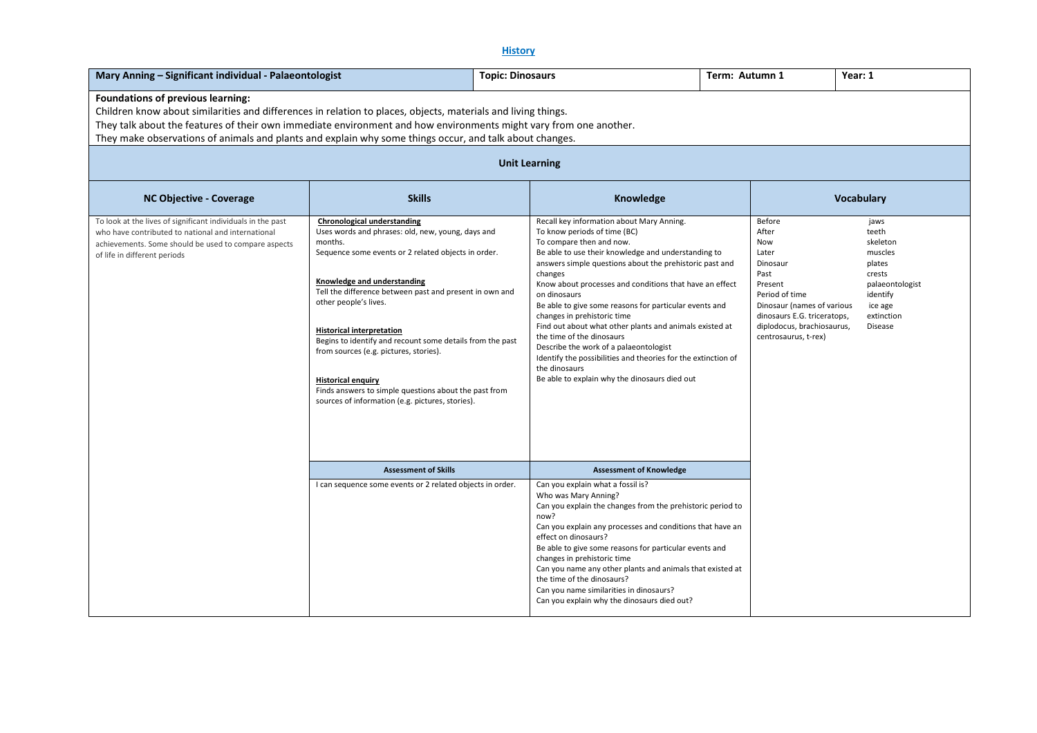# History

| Mary Anning – Significant individual - Palaeontologist | Topic: Dinosaurs | Term: Autumn 1 | Year: 1 |
|---|---|---|---|

**Foundations of previous learning:**
Children know about similarities and differences in relation to places, objects, materials and living things.
They talk about the features of their own immediate environment and how environments might vary from one another.
They make observations of animals and plants and explain why some things occur, and talk about changes.

## Unit Learning

| NC Objective - Coverage | Skills | Knowledge | Vocabulary | |
|---|---|---|---|---|
| To look at the lives of significant individuals in the past who have contributed to national and international achievements. Some should be used to compare aspects of life in different periods | **Chronological understanding**<br>Uses words and phrases: old, new, young, days and months.<br>Sequence some events or 2 related objects in order.<br><br>**Knowledge and understanding**<br>Tell the difference between past and present in own and other people's lives.<br><br>**Historical interpretation**<br>Begins to identify and recount some details from the past from sources (e.g. pictures, stories).<br><br>**Historical enquiry**<br>Finds answers to simple questions about the past from sources of information (e.g. pictures, stories). | Recall key information about Mary Anning.<br>To know periods of time (BC)<br>To compare then and now.<br>Be able to use their knowledge and understanding to answers simple questions about the prehistoric past and changes<br>Know about processes and conditions that have an effect on dinosaurs<br>Be able to give some reasons for particular events and changes in prehistoric time<br>Find out about what other plants and animals existed at the time of the dinosaurs<br>Describe the work of a palaeontologist<br>Identify the possibilities and theories for the extinction of the dinosaurs<br>Be able to explain why the dinosaurs died out | Before<br>After<br>Now<br>Later<br>Dinosaur<br>Past<br>Present<br>Period of time<br>Dinosaur (names of various dinosaurs E.G. triceratops, diplodocus, brachiosaurus, centrosaurus, t-rex) | jaws<br>teeth<br>skeleton<br>muscles<br>plates<br>crests<br>palaeontologist<br>identify<br>ice age<br>extinction<br>Disease |
| | **Assessment of Skills** | **Assessment of Knowledge** | | |
| | I can sequence some events or 2 related objects in order. | Can you explain what a fossil is?<br>Who was Mary Anning?<br>Can you explain the changes from the prehistoric period to now?<br>Can you explain any processes and conditions that have an effect on dinosaurs?<br>Be able to give some reasons for particular events and changes in prehistoric time<br>Can you name any other plants and animals that existed at the time of the dinosaurs?<br>Can you name similarities in dinosaurs?<br>Can you explain why the dinosaurs died out? | | |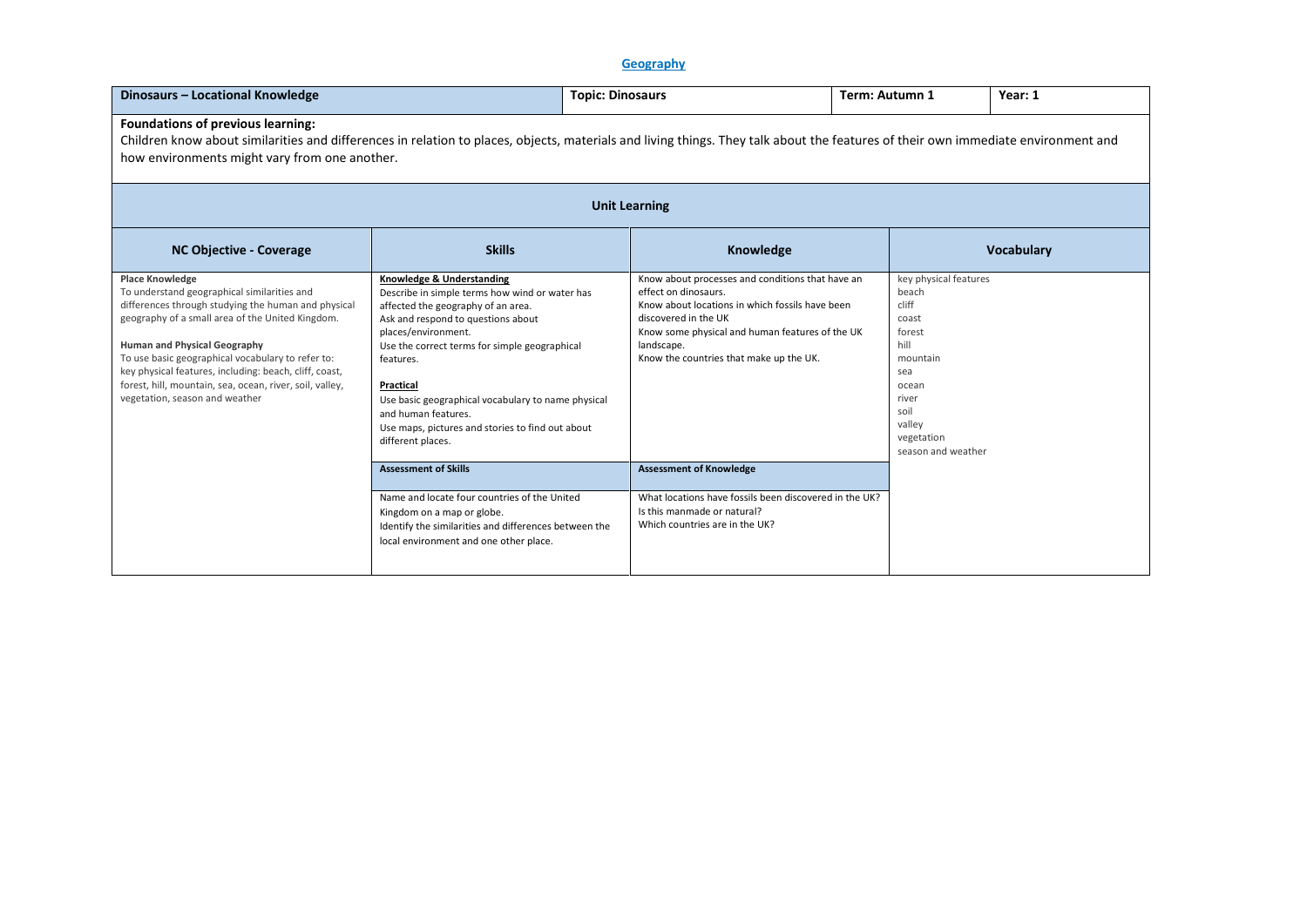# Geography

| Dinosaurs – Locational Knowledge | Topic: Dinosaurs | Term: Autumn 1 | Year: 1 |
|---|---|---|---|

**Foundations of previous learning:**

Children know about similarities and differences in relation to places, objects, materials and living things. They talk about the features of their own immediate environment and how environments might vary from one another.

## Unit Learning

| NC Objective - Coverage | Skills | Knowledge | Vocabulary |
|---|---|---|---|
| **Place Knowledge**<br>To understand geographical similarities and differences through studying the human and physical geography of a small area of the United Kingdom.<br><br>**Human and Physical Geography**<br>To use basic geographical vocabulary to refer to: key physical features, including: beach, cliff, coast, forest, hill, mountain, sea, ocean, river, soil, valley, vegetation, season and weather | **Knowledge & Understanding**<br>Describe in simple terms how wind or water has affected the geography of an area.<br>Ask and respond to questions about places/environment.<br>Use the correct terms for simple geographical features.<br><br>**Practical**<br>Use basic geographical vocabulary to name physical and human features.<br>Use maps, pictures and stories to find out about different places. | Know about processes and conditions that have an effect on dinosaurs.<br>Know about locations in which fossils have been discovered in the UK<br>Know some physical and human features of the UK landscape.<br>Know the countries that make up the UK. | key physical features<br>beach<br>cliff<br>coast<br>forest<br>hill<br>mountain<br>sea<br>ocean<br>river<br>soil<br>valley<br>vegetation<br>season and weather |
| | **Assessment of Skills** | **Assessment of Knowledge** | |
| | Name and locate four countries of the United Kingdom on a map or globe.<br>Identify the similarities and differences between the local environment and one other place. | What locations have fossils been discovered in the UK?<br>Is this manmade or natural?<br>Which countries are in the UK? | |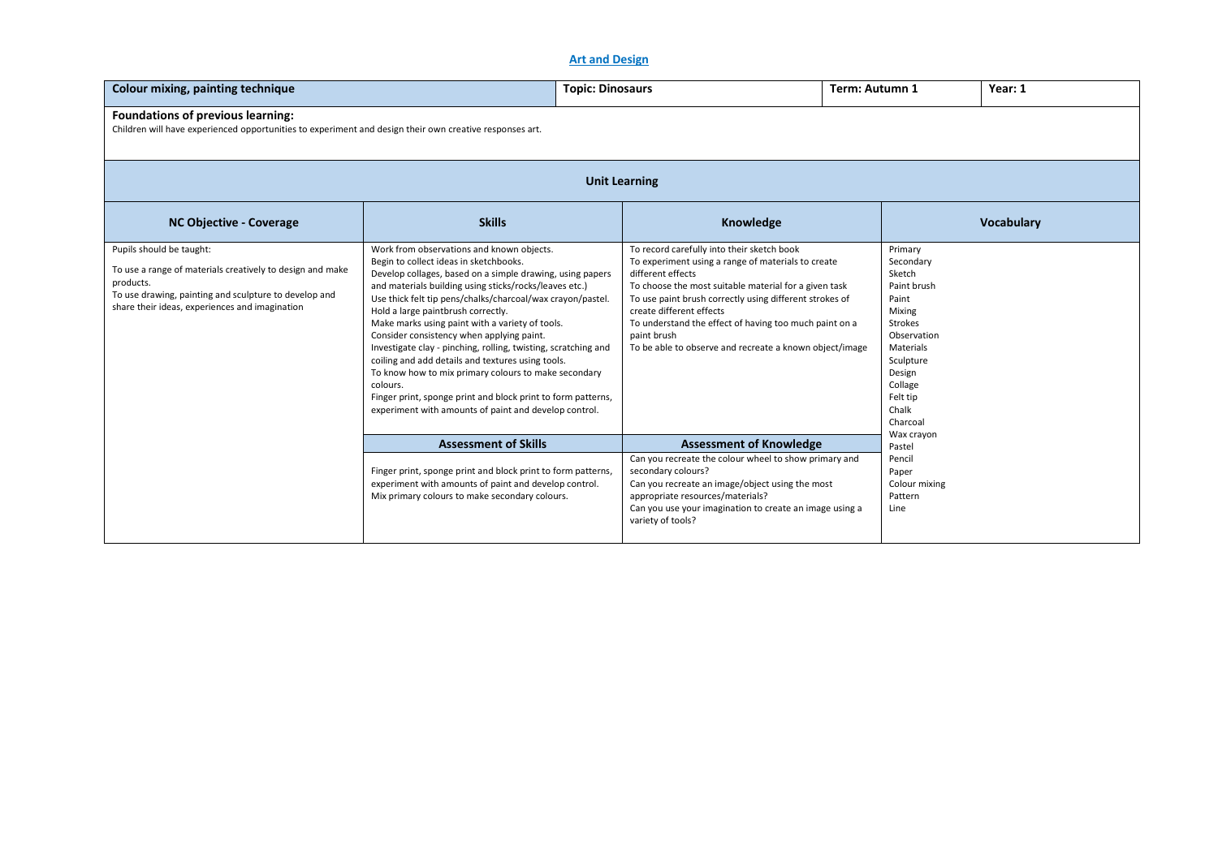# Art and Design

| Colour mixing, painting technique | Topic: Dinosaurs | Term: Autumn 1 | Year: 1 |
|---|---|---|---|

**Foundations of previous learning:**

Children will have experienced opportunities to experiment and design their own creative responses art.

## Unit Learning

| NC Objective - Coverage | Skills | Knowledge | Vocabulary |
|---|---|---|---|
| Pupils should be taught:<br><br>To use a range of materials creatively to design and make products.<br>To use drawing, painting and sculpture to develop and share their ideas, experiences and imagination | Work from observations and known objects.<br>Begin to collect ideas in sketchbooks.<br>Develop collages, based on a simple drawing, using papers and materials building using sticks/rocks/leaves etc.)<br>Use thick felt tip pens/chalks/charcoal/wax crayon/pastel.<br>Hold a large paintbrush correctly.<br>Make marks using paint with a variety of tools.<br>Consider consistency when applying paint.<br>Investigate clay - pinching, rolling, twisting, scratching and coiling and add details and textures using tools.<br>To know how to mix primary colours to make secondary colours.<br>Finger print, sponge print and block print to form patterns, experiment with amounts of paint and develop control. | To record carefully into their sketch book<br>To experiment using a range of materials to create different effects<br>To choose the most suitable material for a given task<br>To use paint brush correctly using different strokes of create different effects<br>To understand the effect of having too much paint on a paint brush<br>To be able to observe and recreate a known object/image | Primary<br>Secondary<br>Sketch<br>Paint brush<br>Paint<br>Mixing<br>Strokes<br>Observation<br>Materials<br>Sculpture<br>Design<br>Collage<br>Felt tip<br>Chalk<br>Charcoal<br>Wax crayon<br>Pastel<br>Pencil<br>Paper<br>Colour mixing<br>Pattern<br>Line |
| | **Assessment of Skills** | **Assessment of Knowledge** | |
| | Finger print, sponge print and block print to form patterns, experiment with amounts of paint and develop control.<br>Mix primary colours to make secondary colours. | Can you recreate the colour wheel to show primary and secondary colours?<br>Can you recreate an image/object using the most appropriate resources/materials?<br>Can you use your imagination to create an image using a variety of tools? | |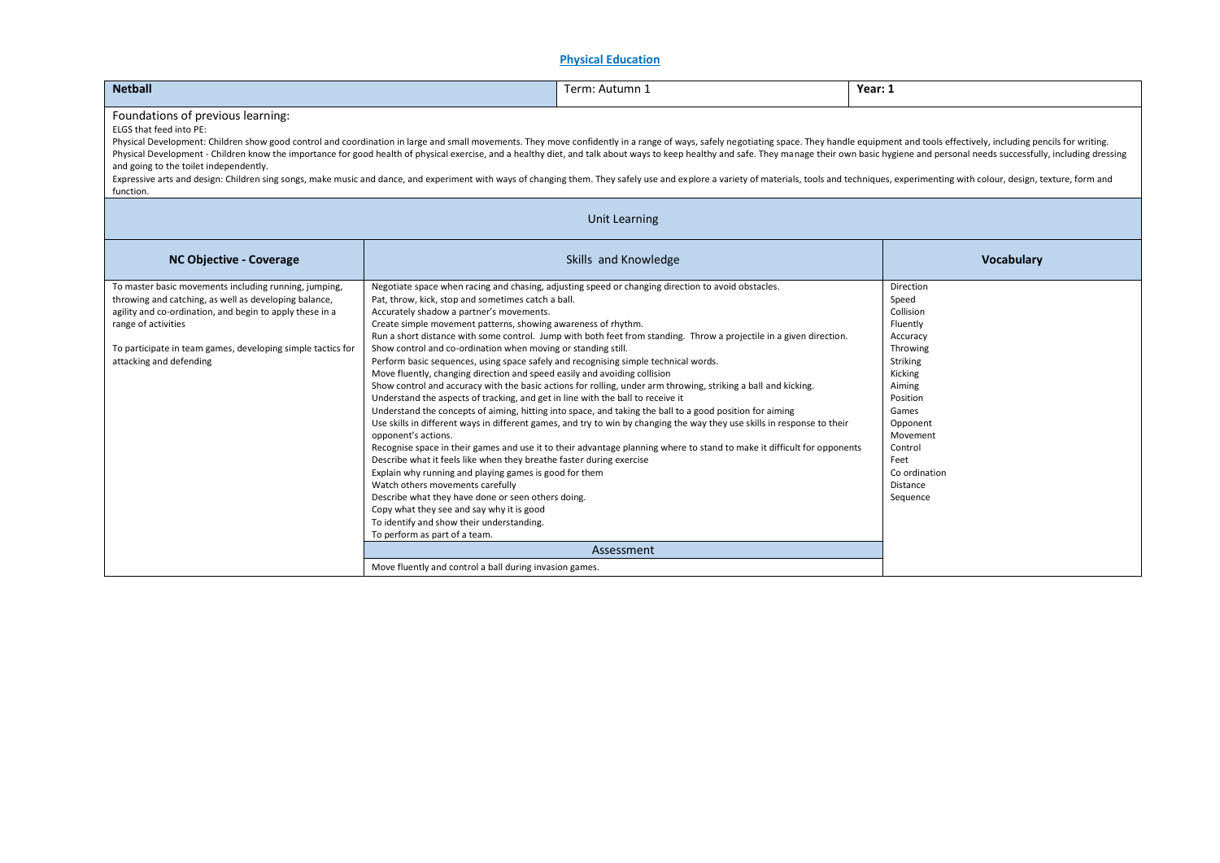# Physical Education

| Netball | Term: Autumn 1 | Year: 1 |
|---|---|---|

Foundations of previous learning:

ELGS that feed into PE:

Physical Development: Children show good control and coordination in large and small movements. They move confidently in a range of ways, safely negotiating space. They handle equipment and tools effectively, including pencils for writing.

Physical Development - Children know the importance for good health of physical exercise, and a healthy diet, and talk about ways to keep healthy and safe. They manage their own basic hygiene and personal needs successfully, including dressing and going to the toilet independently.

Expressive arts and design: Children sing songs, make music and dance, and experiment with ways of changing them. They safely use and explore a variety of materials, tools and techniques, experimenting with colour, design, texture, form and function.

## Unit Learning

| NC Objective - Coverage | Skills and Knowledge | Vocabulary |
|---|---|---|
| To master basic movements including running, jumping, throwing and catching, as well as developing balance, agility and co-ordination, and begin to apply these in a range of activities<br><br>To participate in team games, developing simple tactics for attacking and defending | Negotiate space when racing and chasing, adjusting speed or changing direction to avoid obstacles.<br>Pat, throw, kick, stop and sometimes catch a ball.<br>Accurately shadow a partner's movements.<br>Create simple movement patterns, showing awareness of rhythm.<br>Run a short distance with some control. Jump with both feet from standing. Throw a projectile in a given direction.<br>Show control and co-ordination when moving or standing still.<br>Perform basic sequences, using space safely and recognising simple technical words.<br>Move fluently, changing direction and speed easily and avoiding collision<br>Show control and accuracy with the basic actions for rolling, under arm throwing, striking a ball and kicking.<br>Understand the aspects of tracking, and get in line with the ball to receive it<br>Understand the concepts of aiming, hitting into space, and taking the ball to a good position for aiming<br>Use skills in different ways in different games, and try to win by changing the way they use skills in response to their opponent's actions.<br>Recognise space in their games and use it to their advantage planning where to stand to make it difficult for opponents<br>Describe what it feels like when they breathe faster during exercise<br>Explain why running and playing games is good for them<br>Watch others movements carefully<br>Describe what they have done or seen others doing.<br>Copy what they see and say why it is good<br>To identify and show their understanding.<br>To perform as part of a team.<br><br>**Assessment**<br><br>Move fluently and control a ball during invasion games. | Direction<br>Speed<br>Collision<br>Fluently<br>Accuracy<br>Throwing<br>Striking<br>Kicking<br>Aiming<br>Position<br>Games<br>Opponent<br>Movement<br>Control<br>Feet<br>Co ordination<br>Distance<br>Sequence |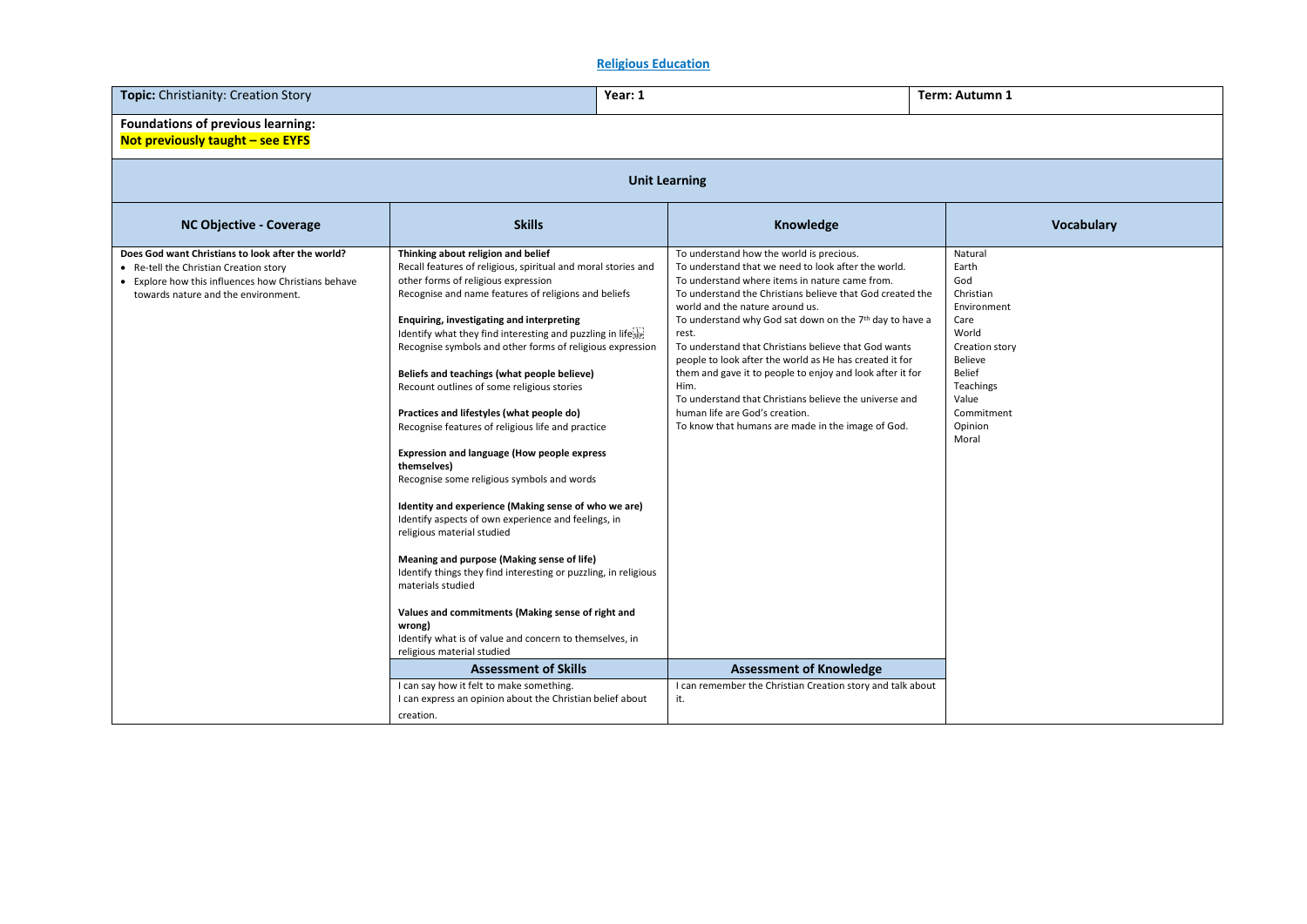# Religious Education

| **Topic:** Christianity: Creation Story | **Year: 1** | **Term: Autumn 1** |
|---|---|---|

**Foundations of previous learning:**
**Not previously taught – see EYFS**

## Unit Learning

| NC Objective - Coverage | Skills | Knowledge | Vocabulary |
|---|---|---|---|
| **Does God want Christians to look after the world?**<br>• Re-tell the Christian Creation story<br>• Explore how this influences how Christians behave towards nature and the environment. | **Thinking about religion and belief**<br>Recall features of religious, spiritual and moral stories and other forms of religious expression<br>Recognise and name features of religions and beliefs<br><br>**Enquiring, investigating and interpreting**<br>Identify what they find interesting and puzzling in life<br>Recognise symbols and other forms of religious expression<br><br>**Beliefs and teachings (what people believe)**<br>Recount outlines of some religious stories<br><br>**Practices and lifestyles (what people do)**<br>Recognise features of religious life and practice<br><br>**Expression and language (How people express themselves)**<br>Recognise some religious symbols and words<br><br>**Identity and experience (Making sense of who we are)**<br>Identify aspects of own experience and feelings, in religious material studied<br><br>**Meaning and purpose (Making sense of life)**<br>Identify things they find interesting or puzzling, in religious materials studied<br><br>**Values and commitments (Making sense of right and wrong)**<br>Identify what is of value and concern to themselves, in religious material studied | To understand how the world is precious.<br>To understand that we need to look after the world.<br>To understand where items in nature came from.<br>To understand the Christians believe that God created the world and the nature around us.<br>To understand why God sat down on the 7th day to have a rest.<br>To understand that Christians believe that God wants people to look after the world as He has created it for them and gave it to people to enjoy and look after it for Him.<br>To understand that Christians believe the universe and human life are God's creation.<br>To know that humans are made in the image of God. | Natural<br>Earth<br>God<br>Christian<br>Environment<br>Care<br>World<br>Creation story<br>Believe<br>Belief<br>Teachings<br>Value<br>Commitment<br>Opinion<br>Moral |
| | **Assessment of Skills** | **Assessment of Knowledge** | |
| | I can say how it felt to make something.<br>I can express an opinion about the Christian belief about creation. | I can remember the Christian Creation story and talk about it. | |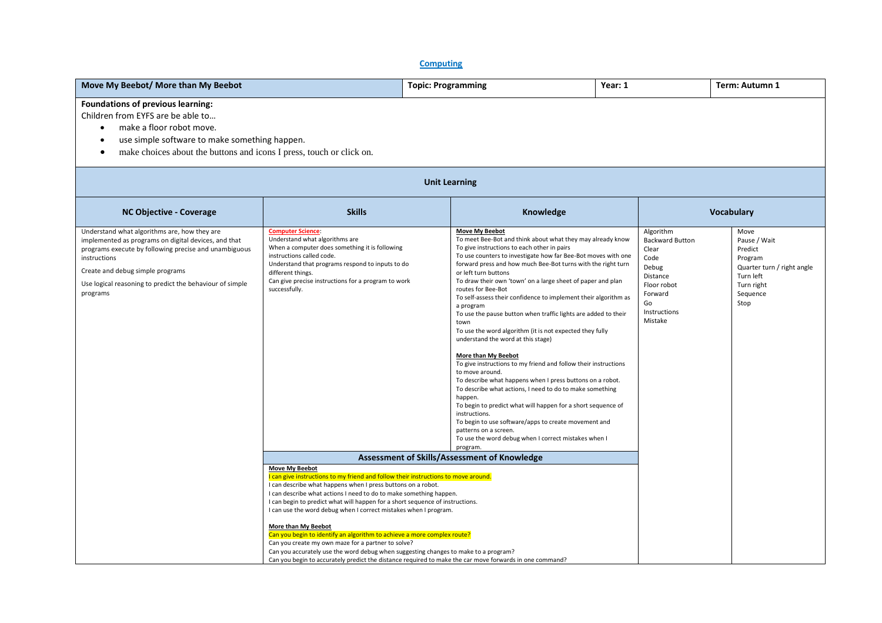## Computing

| Move My Beebot/ More than My Beebot | Topic: Programming | Year: 1 | Term: Autumn 1 |
|---|---|---|---|

**Foundations of previous learning:**

Children from EYFS are be able to…

- make a floor robot move.
- use simple software to make something happen.
- make choices about the buttons and icons I press, touch or click on.

### Unit Learning

| NC Objective - Coverage | Skills | Knowledge | Vocabulary | |
|---|---|---|---|---|
| Understand what algorithms are, how they are implemented as programs on digital devices, and that programs execute by following precise and unambiguous instructions<br><br>Create and debug simple programs<br><br>Use logical reasoning to predict the behaviour of simple programs | **Computer Science**:<br>Understand what algorithms are<br>When a computer does something it is following instructions called code.<br>Understand that programs respond to inputs to do different things.<br>Can give precise instructions for a program to work successfully. | **Move My Beebot**<br>To meet Bee-Bot and think about what they may already know<br>To give instructions to each other in pairs<br>To use counters to investigate how far Bee-Bot moves with one forward press and how much Bee-Bot turns with the right turn or left turn buttons<br>To draw their own 'town' on a large sheet of paper and plan routes for Bee-Bot<br>To self-assess their confidence to implement their algorithm as a program<br>To use the pause button when traffic lights are added to their town<br>To use the word algorithm (it is not expected they fully understand the word at this stage)<br><br>**More than My Beebot**<br>To give instructions to my friend and follow their instructions to move around.<br>To describe what happens when I press buttons on a robot.<br>To describe what actions, I need to do to make something happen.<br>To begin to predict what will happen for a short sequence of instructions.<br>To begin to use software/apps to create movement and patterns on a screen.<br>To use the word debug when I correct mistakes when I program. | Algorithm<br>Backward Button<br>Clear<br>Code<br>Debug<br>Distance<br>Floor robot<br>Forward<br>Go<br>Instructions<br>Mistake | Move<br>Pause / Wait<br>Predict<br>Program<br>Quarter turn / right angle<br>Turn left<br>Turn right<br>Sequence<br>Stop |
| | **Assessment of Skills/Assessment of Knowledge**<br><br>**Move My Beebot**<br>I can give instructions to my friend and follow their instructions to move around.<br>I can describe what happens when I press buttons on a robot.<br>I can describe what actions I need to do to make something happen.<br>I can begin to predict what will happen for a short sequence of instructions.<br>I can use the word debug when I correct mistakes when I program.<br><br>**More than My Beebot**<br>Can you begin to identify an algorithm to achieve a more complex route?<br>Can you create my own maze for a partner to solve?<br>Can you accurately use the word debug when suggesting changes to make to a program?<br>Can you begin to accurately predict the distance required to make the car move forwards in one command? | | | |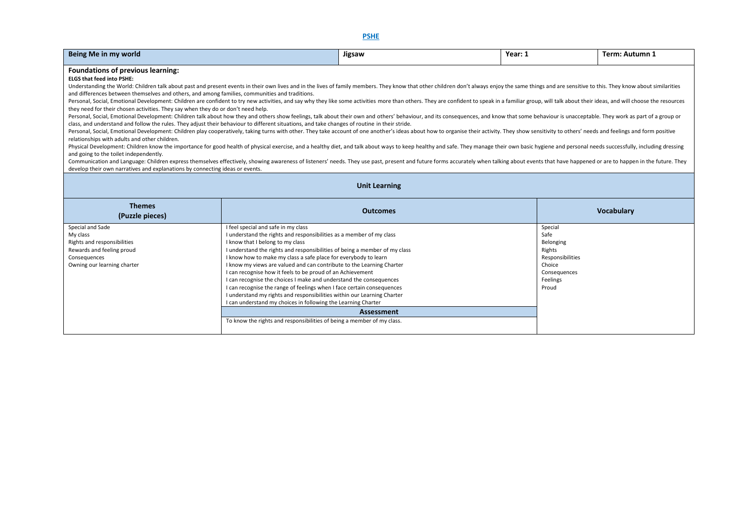# PSHE

| Being Me in my world | Jigsaw | Year: 1 | Term: Autumn 1 |
|---|---|---|---|

## Foundations of previous learning:

**ELGS that feed into PSHE:**

Understanding the World: Children talk about past and present events in their own lives and in the lives of family members. They know that other children don't always enjoy the same things and are sensitive to this. They know about similarities and differences between themselves and others, and among families, communities and traditions.

Personal, Social, Emotional Development: Children are confident to try new activities, and say why they like some activities more than others. They are confident to speak in a familiar group, will talk about their ideas, and will choose the resources they need for their chosen activities. They say when they do or don't need help.

Personal, Social, Emotional Development: Children talk about how they and others show feelings, talk about their own and others' behaviour, and its consequences, and know that some behaviour is unacceptable. They work as part of a group or class, and understand and follow the rules. They adjust their behaviour to different situations, and take changes of routine in their stride.

Personal, Social, Emotional Development: Children play cooperatively, taking turns with other. They take account of one another's ideas about how to organise their activity. They show sensitivity to others' needs and feelings and form positive relationships with adults and other children.

Physical Development: Children know the importance for good health of physical exercise, and a healthy diet, and talk about ways to keep healthy and safe. They manage their own basic hygiene and personal needs successfully, including dressing and going to the toilet independently.

Communication and Language: Children express themselves effectively, showing awareness of listeners' needs. They use past, present and future forms accurately when talking about events that have happened or are to happen in the future. They develop their own narratives and explanations by connecting ideas or events.

## Unit Learning

| Themes (Puzzle pieces) | Outcomes | Vocabulary |
|---|---|---|
| Special and Sade<br>My class<br>Rights and responsibilities<br>Rewards and feeling proud<br>Consequences<br>Owning our learning charter | I feel special and safe in my class<br>I understand the rights and responsibilities as a member of my class<br>I know that I belong to my class<br>I understand the rights and responsibilities of being a member of my class<br>I know how to make my class a safe place for everybody to learn<br>I know my views are valued and can contribute to the Learning Charter<br>I can recognise how it feels to be proud of an Achievement<br>I can recognise the choices I make and understand the consequences<br>I can recognise the range of feelings when I face certain consequences<br>I understand my rights and responsibilities within our Learning Charter<br>I can understand my choices in following the Learning Charter<br><br>**Assessment**<br><br>To know the rights and responsibilities of being a member of my class. | Special<br>Safe<br>Belonging<br>Rights<br>Responsibilities<br>Choice<br>Consequences<br>Feelings<br>Proud |